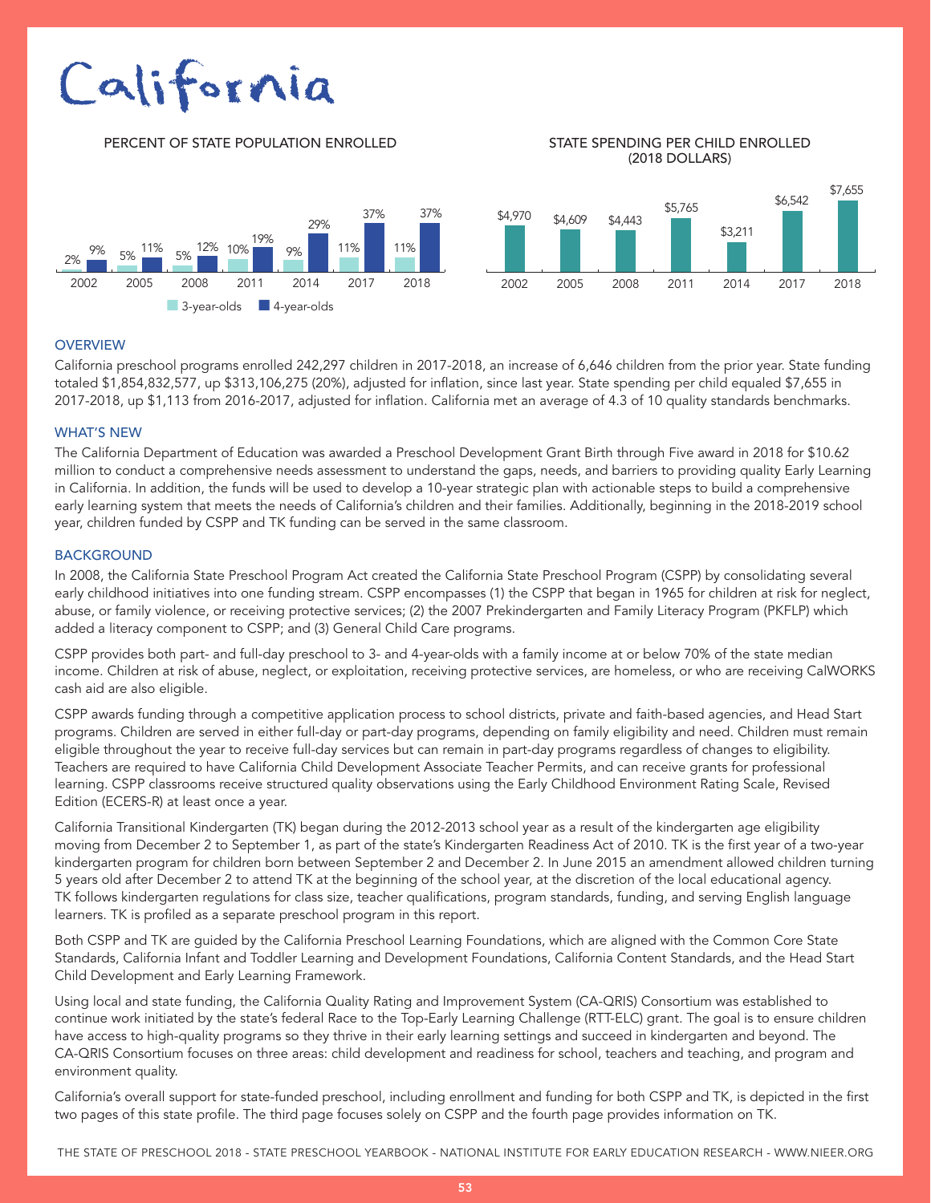# California

## PERCENT OF STATE POPULATION ENROLLED

| Year | 3-year-olds | 4-year-olds |
|---|---|---|
| 2002 | 2% | 9% |
| 2005 | 5% | 11% |
| 2008 | 5% | 12% |
| 2011 | 10% | 19% |
| 2014 | 9% | 29% |
| 2017 | 11% | 37% |
| 2018 | 11% | 37% |

## STATE SPENDING PER CHILD ENROLLED (2018 DOLLARS)

| Year | Spending |
|---|---|
| 2002 | $4,970 |
| 2005 | $4,609 |
| 2008 | $4,443 |
| 2011 | $5,765 |
| 2014 | $3,211 |
| 2017 | $6,542 |
| 2018 | $7,655 |

## OVERVIEW

California preschool programs enrolled 242,297 children in 2017-2018, an increase of 6,646 children from the prior year. State funding totaled $1,854,832,577, up $313,106,275 (20%), adjusted for inflation, since last year. State spending per child equaled $7,655 in 2017-2018, up $1,113 from 2016-2017, adjusted for inflation. California met an average of 4.3 of 10 quality standards benchmarks.

## WHAT'S NEW

The California Department of Education was awarded a Preschool Development Grant Birth through Five award in 2018 for $10.62 million to conduct a comprehensive needs assessment to understand the gaps, needs, and barriers to providing quality Early Learning in California. In addition, the funds will be used to develop a 10-year strategic plan with actionable steps to build a comprehensive early learning system that meets the needs of California's children and their families. Additionally, beginning in the 2018-2019 school year, children funded by CSPP and TK funding can be served in the same classroom.

## BACKGROUND

In 2008, the California State Preschool Program Act created the California State Preschool Program (CSPP) by consolidating several early childhood initiatives into one funding stream. CSPP encompasses (1) the CSPP that began in 1965 for children at risk for neglect, abuse, or family violence, or receiving protective services; (2) the 2007 Prekindergarten and Family Literacy Program (PKFLP) which added a literacy component to CSPP; and (3) General Child Care programs.

CSPP provides both part- and full-day preschool to 3- and 4-year-olds with a family income at or below 70% of the state median income. Children at risk of abuse, neglect, or exploitation, receiving protective services, are homeless, or who are receiving CalWORKS cash aid are also eligible.

CSPP awards funding through a competitive application process to school districts, private and faith-based agencies, and Head Start programs. Children are served in either full-day or part-day programs, depending on family eligibility and need. Children must remain eligible throughout the year to receive full-day services but can remain in part-day programs regardless of changes to eligibility. Teachers are required to have California Child Development Associate Teacher Permits, and can receive grants for professional learning. CSPP classrooms receive structured quality observations using the Early Childhood Environment Rating Scale, Revised Edition (ECERS-R) at least once a year.

California Transitional Kindergarten (TK) began during the 2012-2013 school year as a result of the kindergarten age eligibility moving from December 2 to September 1, as part of the state's Kindergarten Readiness Act of 2010. TK is the first year of a two-year kindergarten program for children born between September 2 and December 2. In June 2015 an amendment allowed children turning 5 years old after December 2 to attend TK at the beginning of the school year, at the discretion of the local educational agency. TK follows kindergarten regulations for class size, teacher qualifications, program standards, funding, and serving English language learners. TK is profiled as a separate preschool program in this report.

Both CSPP and TK are guided by the California Preschool Learning Foundations, which are aligned with the Common Core State Standards, California Infant and Toddler Learning and Development Foundations, California Content Standards, and the Head Start Child Development and Early Learning Framework.

Using local and state funding, the California Quality Rating and Improvement System (CA-QRIS) Consortium was established to continue work initiated by the state's federal Race to the Top-Early Learning Challenge (RTT-ELC) grant. The goal is to ensure children have access to high-quality programs so they thrive in their early learning settings and succeed in kindergarten and beyond. The CA-QRIS Consortium focuses on three areas: child development and readiness for school, teachers and teaching, and program and environment quality.

California's overall support for state-funded preschool, including enrollment and funding for both CSPP and TK, is depicted in the first two pages of this state profile. The third page focuses solely on CSPP and the fourth page provides information on TK.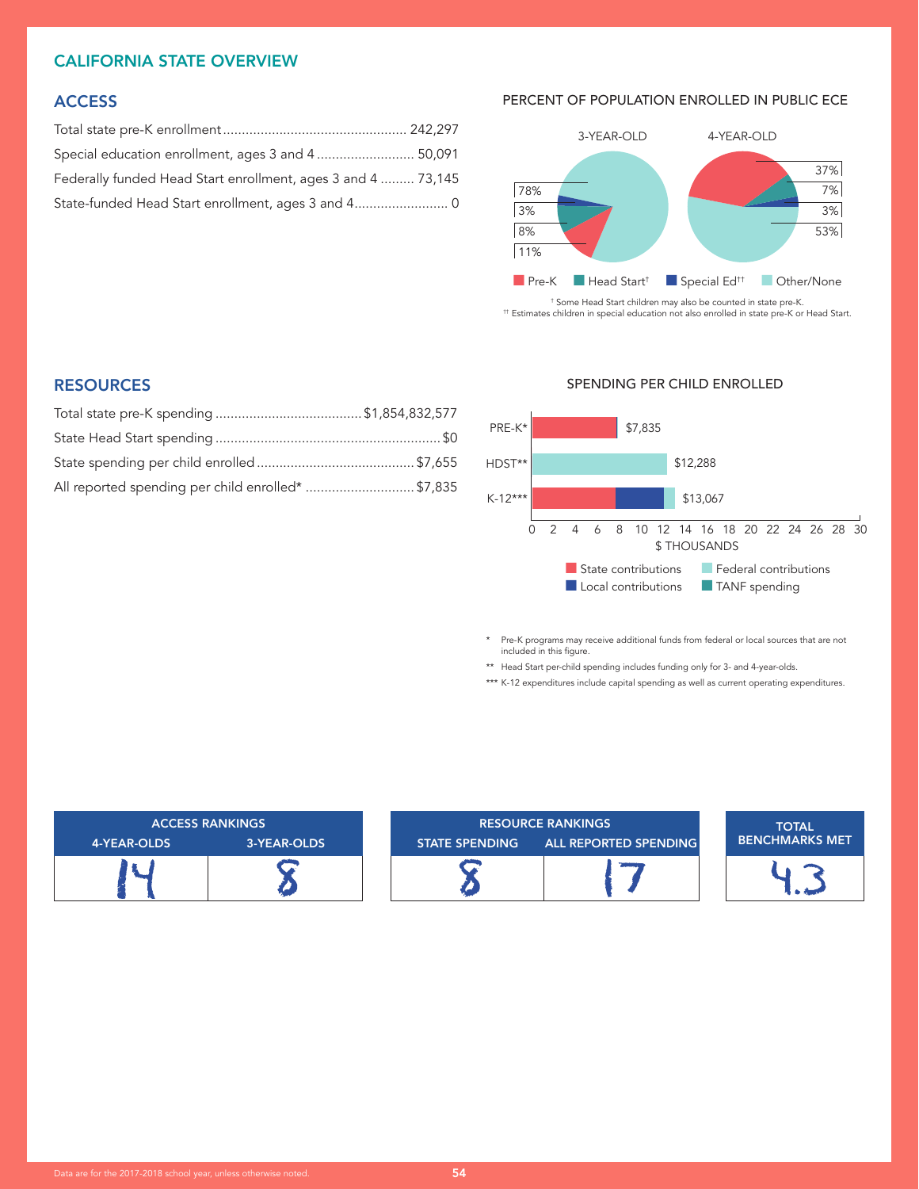# CALIFORNIA STATE OVERVIEW

## ACCESS

| | |
|---|---|
| Total state pre-K enrollment | 242,297 |
| Special education enrollment, ages 3 and 4 | 50,091 |
| Federally funded Head Start enrollment, ages 3 and 4 | 73,145 |
| State-funded Head Start enrollment, ages 3 and 4 | 0 |

### PERCENT OF POPULATION ENROLLED IN PUBLIC ECE

| | 3-YEAR-OLD | 4-YEAR-OLD |
|---|---|---|
| Pre-K | 11% | 37% |
| Head Start† | 8% | 7% |
| Special Ed†† | 3% | 3% |
| Other/None | 78% | 53% |

† Some Head Start children may also be counted in state pre-K.
†† Estimates children in special education not also enrolled in state pre-K or Head Start.

## RESOURCES

| | |
|---|---|
| Total state pre-K spending | $1,854,832,577 |
| State Head Start spending | $0 |
| State spending per child enrolled | $7,655 |
| All reported spending per child enrolled* | $7,835 |

### SPENDING PER CHILD ENROLLED

| | Total |
|---|---|
| PRE-K* | $7,835 |
| HDST** | $12,288 |
| K-12*** | $13,067 |

$ THOUSANDS

State contributions, Local contributions, Federal contributions, TANF spending

\* Pre-K programs may receive additional funds from federal or local sources that are not included in this figure.

\*\* Head Start per-child spending includes funding only for 3- and 4-year-olds.

\*\*\* K-12 expenditures include capital spending as well as current operating expenditures.

| ACCESS RANKINGS | | RESOURCE RANKINGS | | TOTAL BENCHMARKS MET |
|---|---|---|---|---|
| 4-YEAR-OLDS | 3-YEAR-OLDS | STATE SPENDING | ALL REPORTED SPENDING | |
| 14 | 8 | 8 | 17 | 4.3 |

Data are for the 2017-2018 school year, unless otherwise noted.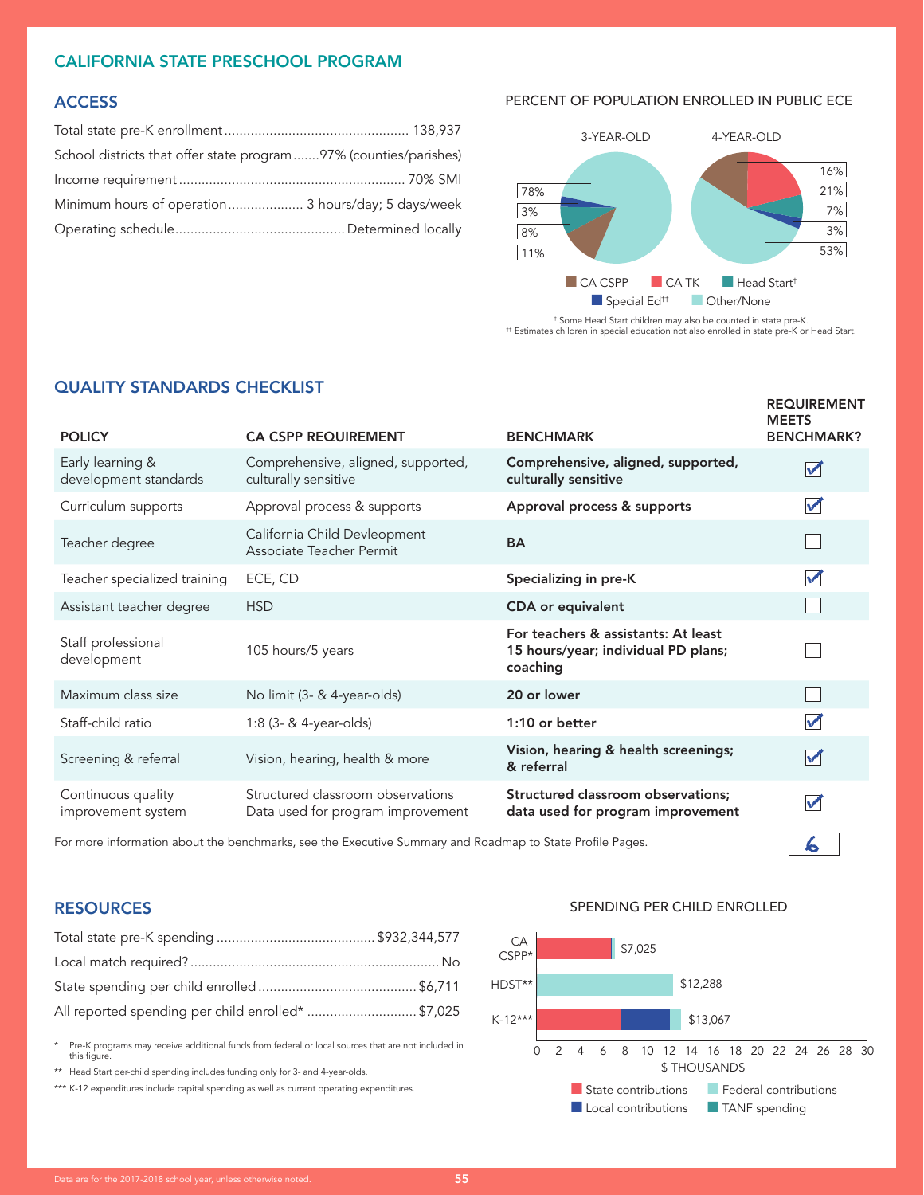# CALIFORNIA STATE PRESCHOOL PROGRAM

## ACCESS

Total state pre-K enrollment ............................................... 138,937

School districts that offer state program .......97% (counties/parishes)

Income requirement ........................................................... 70% SMI

Minimum hours of operation .................... 3 hours/day; 5 days/week

Operating schedule ............................................ Determined locally

### PERCENT OF POPULATION ENROLLED IN PUBLIC ECE

| | 3-YEAR-OLD | 4-YEAR-OLD |
|---|---|---|
| CA CSPP | 11% | 16% |
| CA TK | | 21% |
| Head Start† | 8% | 7% |
| Special Ed†† | 3% | 3% |
| Other/None | 78% | 53% |

† Some Head Start children may also be counted in state pre-K.
†† Estimates children in special education not also enrolled in state pre-K or Head Start.

## QUALITY STANDARDS CHECKLIST

| POLICY | CA CSPP REQUIREMENT | BENCHMARK | REQUIREMENT MEETS BENCHMARK? |
|---|---|---|---|
| Early learning & development standards | Comprehensive, aligned, supported, culturally sensitive | **Comprehensive, aligned, supported, culturally sensitive** | ☑ |
| Curriculum supports | Approval process & supports | **Approval process & supports** | ☑ |
| Teacher degree | California Child Devleopment Associate Teacher Permit | **BA** | ☐ |
| Teacher specialized training | ECE, CD | **Specializing in pre-K** | ☑ |
| Assistant teacher degree | HSD | **CDA or equivalent** | ☐ |
| Staff professional development | 105 hours/5 years | **For teachers & assistants: At least 15 hours/year; individual PD plans; coaching** | ☐ |
| Maximum class size | No limit (3- & 4-year-olds) | **20 or lower** | ☐ |
| Staff-child ratio | 1:8 (3- & 4-year-olds) | **1:10 or better** | ☑ |
| Screening & referral | Vision, hearing, health & more | **Vision, hearing & health screenings; & referral** | ☑ |
| Continuous quality improvement system | Structured classroom observations Data used for program improvement | **Structured classroom observations; data used for program improvement** | ☑ |

For more information about the benchmarks, see the Executive Summary and Roadmap to State Profile Pages.

Total: 6

## RESOURCES

Total state pre-K spending ......................................... $932,344,577

Local match required? .................................................................. No

State spending per child enrolled ......................................... $6,711

All reported spending per child enrolled* ............................ $7,025

\* Pre-K programs may receive additional funds from federal or local sources that are not included in this figure.

\*\* Head Start per-child spending includes funding only for 3- and 4-year-olds.

\*\*\* K-12 expenditures include capital spending as well as current operating expenditures.

### SPENDING PER CHILD ENROLLED

| Program | Total ($) |
|---|---|
| CA CSPP* | $7,025 |
| HDST** | $12,288 |
| K-12*** | $13,067 |

$ THOUSANDS

Legend: State contributions, Federal contributions, Local contributions, TANF spending

Data are for the 2017-2018 school year, unless otherwise noted.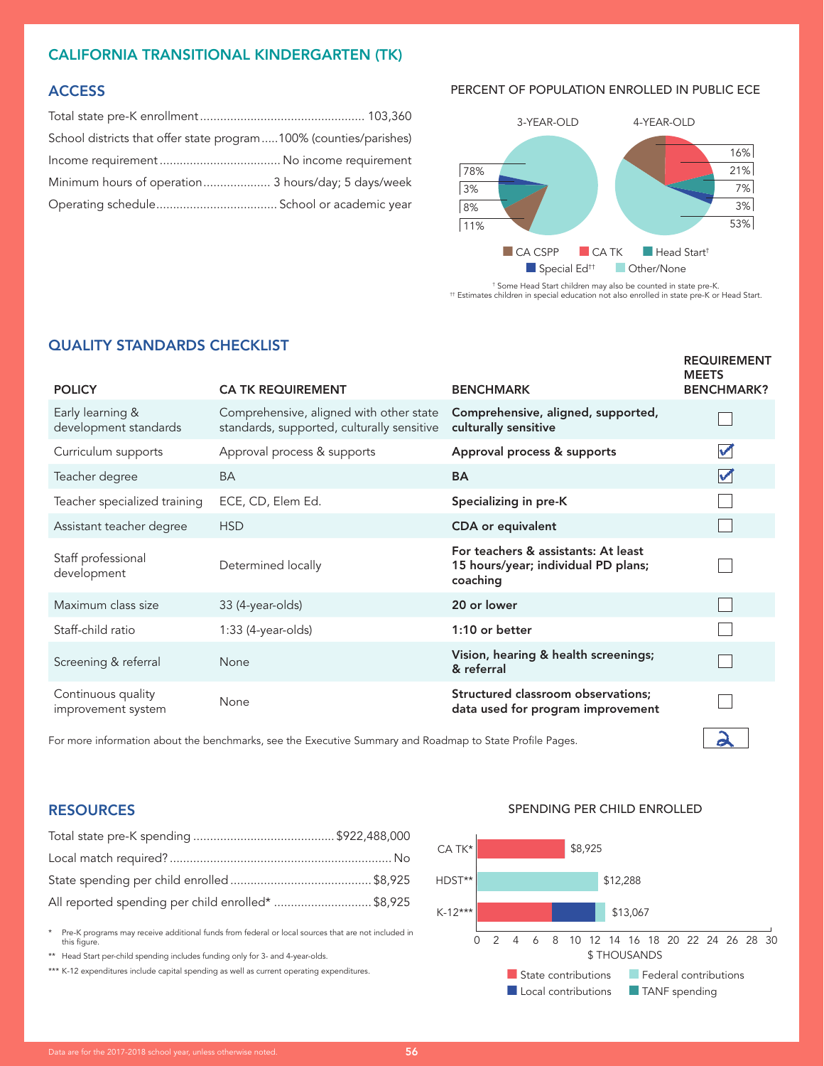## CALIFORNIA TRANSITIONAL KINDERGARTEN (TK)

### ACCESS

Total state pre-K enrollment ................................................ 103,360
School districts that offer state program .....100% (counties/parishes)
Income requirement .................................... No income requirement
Minimum hours of operation .................... 3 hours/day; 5 days/week
Operating schedule .................................... School or academic year

PERCENT OF POPULATION ENROLLED IN PUBLIC ECE

3-YEAR-OLD
78%
3%
8%
11%

4-YEAR-OLD
16%
21%
7%
3%
53%

CA CSPP
CA TK
Head Start†
Special Ed††
Other/None

† Some Head Start children may also be counted in state pre-K.
†† Estimates children in special education not also enrolled in state pre-K or Head Start.

### QUALITY STANDARDS CHECKLIST

| POLICY | CA TK REQUIREMENT | BENCHMARK | REQUIREMENT MEETS BENCHMARK? |
|---|---|---|---|
| Early learning & development standards | Comprehensive, aligned with other state standards, supported, culturally sensitive | **Comprehensive, aligned, supported, culturally sensitive** | ☐ |
| Curriculum supports | Approval process & supports | **Approval process & supports** | ☑ |
| Teacher degree | BA | **BA** | ☑ |
| Teacher specialized training | ECE, CD, Elem Ed. | **Specializing in pre-K** | ☐ |
| Assistant teacher degree | HSD | **CDA or equivalent** | ☐ |
| Staff professional development | Determined locally | **For teachers & assistants: At least 15 hours/year; individual PD plans; coaching** | ☐ |
| Maximum class size | 33 (4-year-olds) | **20 or lower** | ☐ |
| Staff-child ratio | 1:33 (4-year-olds) | **1:10 or better** | ☐ |
| Screening & referral | None | **Vision, hearing & health screenings; & referral** | ☐ |
| Continuous quality improvement system | None | **Structured classroom observations; data used for program improvement** | ☐ |
| | | | 2 |

For more information about the benchmarks, see the Executive Summary and Roadmap to State Profile Pages.

### RESOURCES

Total state pre-K spending .......................................... $922,488,000
Local match required? .................................................................. No
State spending per child enrolled .......................................... $8,925
All reported spending per child enrolled* ............................. $8,925

\* Pre-K programs may receive additional funds from federal or local sources that are not included in this figure.
\*\* Head Start per-child spending includes funding only for 3- and 4-year-olds.
\*\*\* K-12 expenditures include capital spending as well as current operating expenditures.

SPENDING PER CHILD ENROLLED

CA TK* $8,925
HDST** $12,288
K-12*** $13,067

0 2 4 6 8 10 12 14 16 18 20 22 24 26 28 30
$ THOUSANDS

State contributions
Local contributions
Federal contributions
TANF spending

Data are for the 2017-2018 school year, unless otherwise noted.